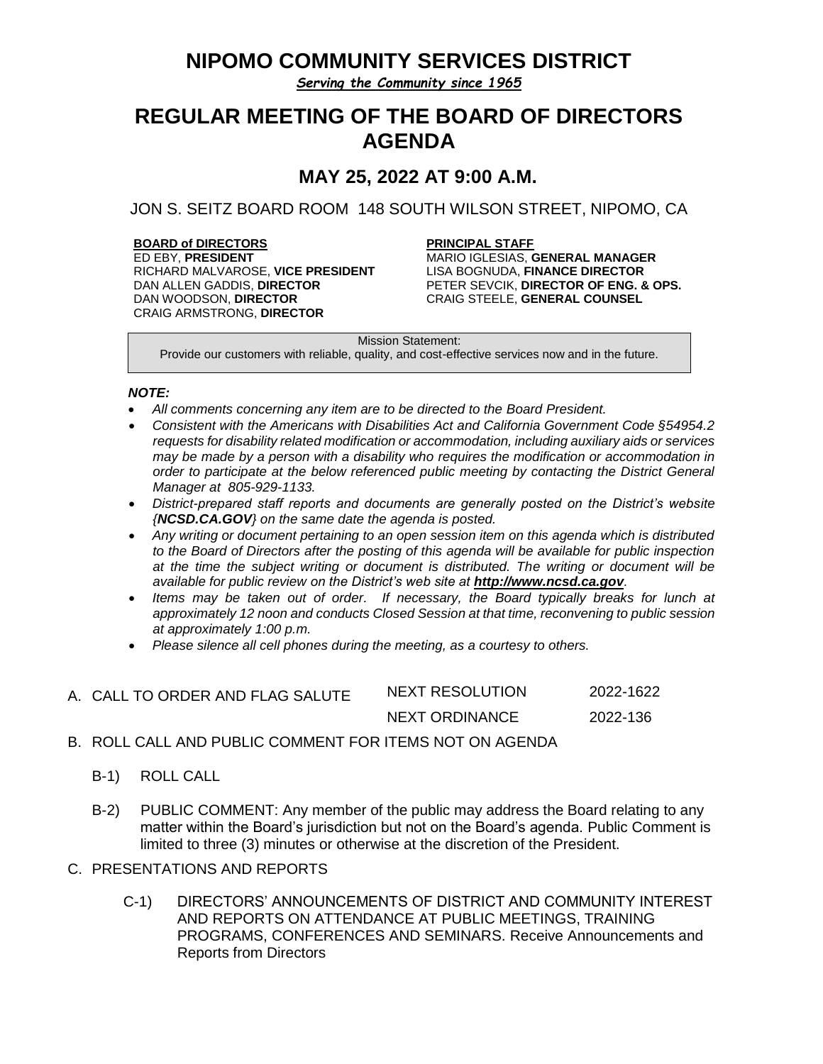# NIPOMO COMMUNITY SERVICES DISTRICT

***Serving the Community since 1965***

# REGULAR MEETING OF THE BOARD OF DIRECTORS AGENDA

## MAY 25, 2022 AT 9:00 A.M.

JON S. SEITZ BOARD ROOM 148 SOUTH WILSON STREET, NIPOMO, CA

**BOARD of DIRECTORS**
ED EBY, **PRESIDENT**
RICHARD MALVAROSE, **VICE PRESIDENT**
DAN ALLEN GADDIS, **DIRECTOR**
DAN WOODSON, **DIRECTOR**
CRAIG ARMSTRONG, **DIRECTOR**

**PRINCIPAL STAFF**
MARIO IGLESIAS, **GENERAL MANAGER**
LISA BOGNUDA, **FINANCE DIRECTOR**
PETER SEVCIK, **DIRECTOR OF ENG. & OPS.**
CRAIG STEELE, **GENERAL COUNSEL**

Mission Statement:
Provide our customers with reliable, quality, and cost-effective services now and in the future.

***NOTE:***

- *All comments concerning any item are to be directed to the Board President.*
- *Consistent with the Americans with Disabilities Act and California Government Code §54954.2 requests for disability related modification or accommodation, including auxiliary aids or services may be made by a person with a disability who requires the modification or accommodation in order to participate at the below referenced public meeting by contacting the District General Manager at 805-929-1133.*
- *District-prepared staff reports and documents are generally posted on the District's website {**NCSD.CA.GOV**} on the same date the agenda is posted.*
- *Any writing or document pertaining to an open session item on this agenda which is distributed to the Board of Directors after the posting of this agenda will be available for public inspection at the time the subject writing or document is distributed. The writing or document will be available for public review on the District's web site at **http://www.ncsd.ca.gov**.*
- *Items may be taken out of order. If necessary, the Board typically breaks for lunch at approximately 12 noon and conducts Closed Session at that time, reconvening to public session at approximately 1:00 p.m.*
- *Please silence all cell phones during the meeting, as a courtesy to others.*

A. CALL TO ORDER AND FLAG SALUTE

NEXT RESOLUTION 2022-1622
NEXT ORDINANCE 2022-136

B. ROLL CALL AND PUBLIC COMMENT FOR ITEMS NOT ON AGENDA

B-1) ROLL CALL

B-2) PUBLIC COMMENT: Any member of the public may address the Board relating to any matter within the Board's jurisdiction but not on the Board's agenda. Public Comment is limited to three (3) minutes or otherwise at the discretion of the President.

C. PRESENTATIONS AND REPORTS

C-1) DIRECTORS' ANNOUNCEMENTS OF DISTRICT AND COMMUNITY INTEREST AND REPORTS ON ATTENDANCE AT PUBLIC MEETINGS, TRAINING PROGRAMS, CONFERENCES AND SEMINARS. Receive Announcements and Reports from Directors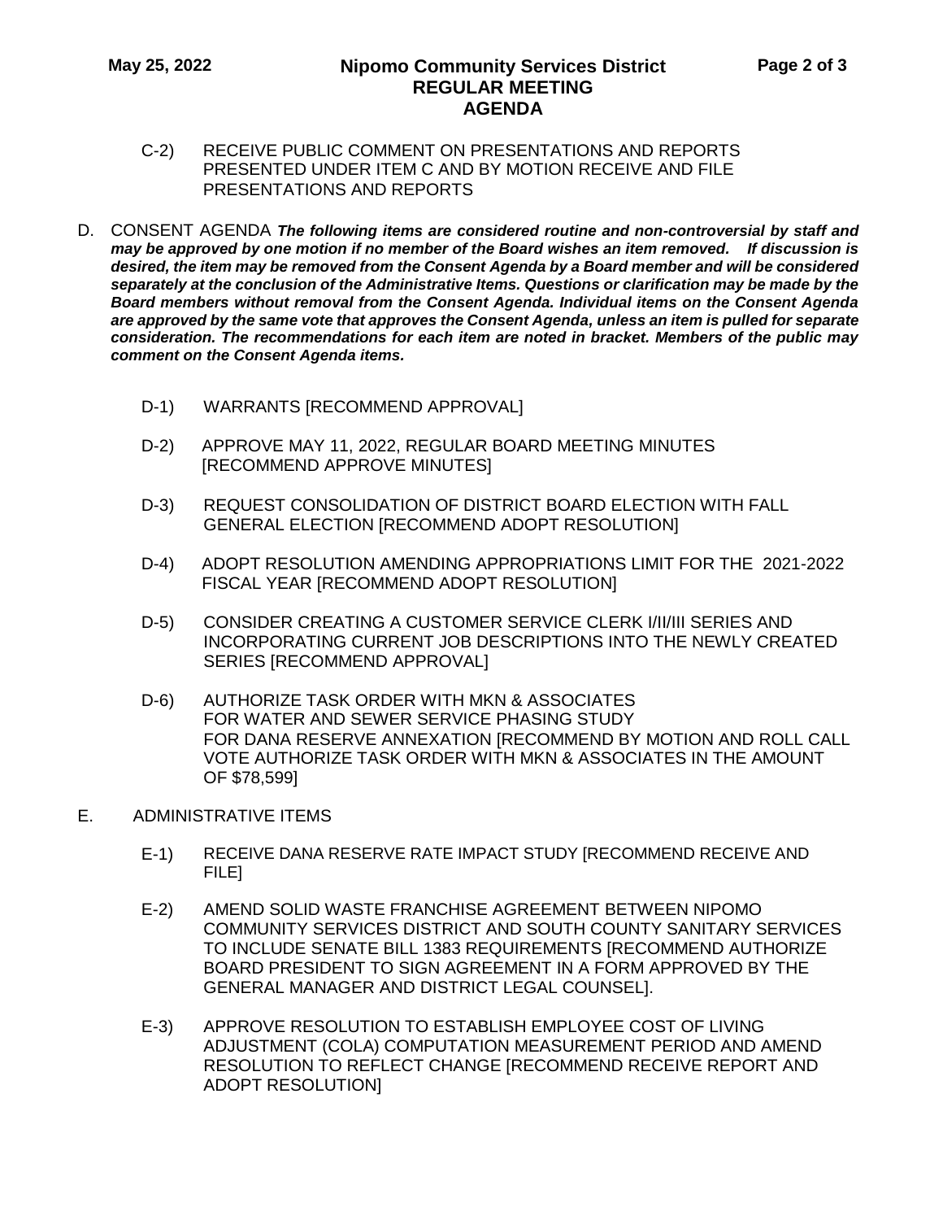C-2) RECEIVE PUBLIC COMMENT ON PRESENTATIONS AND REPORTS PRESENTED UNDER ITEM C AND BY MOTION RECEIVE AND FILE PRESENTATIONS AND REPORTS

D. CONSENT AGENDA ***The following items are considered routine and non-controversial by staff and may be approved by one motion if no member of the Board wishes an item removed. If discussion is desired, the item may be removed from the Consent Agenda by a Board member and will be considered separately at the conclusion of the Administrative Items. Questions or clarification may be made by the Board members without removal from the Consent Agenda. Individual items on the Consent Agenda are approved by the same vote that approves the Consent Agenda, unless an item is pulled for separate consideration. The recommendations for each item are noted in bracket. Members of the public may comment on the Consent Agenda items.***

D-1) WARRANTS [RECOMMEND APPROVAL]

D-2) APPROVE MAY 11, 2022, REGULAR BOARD MEETING MINUTES [RECOMMEND APPROVE MINUTES]

D-3) REQUEST CONSOLIDATION OF DISTRICT BOARD ELECTION WITH FALL GENERAL ELECTION [RECOMMEND ADOPT RESOLUTION]

D-4) ADOPT RESOLUTION AMENDING APPROPRIATIONS LIMIT FOR THE 2021-2022 FISCAL YEAR [RECOMMEND ADOPT RESOLUTION]

D-5) CONSIDER CREATING A CUSTOMER SERVICE CLERK I/II/III SERIES AND INCORPORATING CURRENT JOB DESCRIPTIONS INTO THE NEWLY CREATED SERIES [RECOMMEND APPROVAL]

D-6) AUTHORIZE TASK ORDER WITH MKN & ASSOCIATES FOR WATER AND SEWER SERVICE PHASING STUDY FOR DANA RESERVE ANNEXATION [RECOMMEND BY MOTION AND ROLL CALL VOTE AUTHORIZE TASK ORDER WITH MKN & ASSOCIATES IN THE AMOUNT OF $78,599]

E. ADMINISTRATIVE ITEMS

E-1) RECEIVE DANA RESERVE RATE IMPACT STUDY [RECOMMEND RECEIVE AND FILE]

E-2) AMEND SOLID WASTE FRANCHISE AGREEMENT BETWEEN NIPOMO COMMUNITY SERVICES DISTRICT AND SOUTH COUNTY SANITARY SERVICES TO INCLUDE SENATE BILL 1383 REQUIREMENTS [RECOMMEND AUTHORIZE BOARD PRESIDENT TO SIGN AGREEMENT IN A FORM APPROVED BY THE GENERAL MANAGER AND DISTRICT LEGAL COUNSEL].

E-3) APPROVE RESOLUTION TO ESTABLISH EMPLOYEE COST OF LIVING ADJUSTMENT (COLA) COMPUTATION MEASUREMENT PERIOD AND AMEND RESOLUTION TO REFLECT CHANGE [RECOMMEND RECEIVE REPORT AND ADOPT RESOLUTION]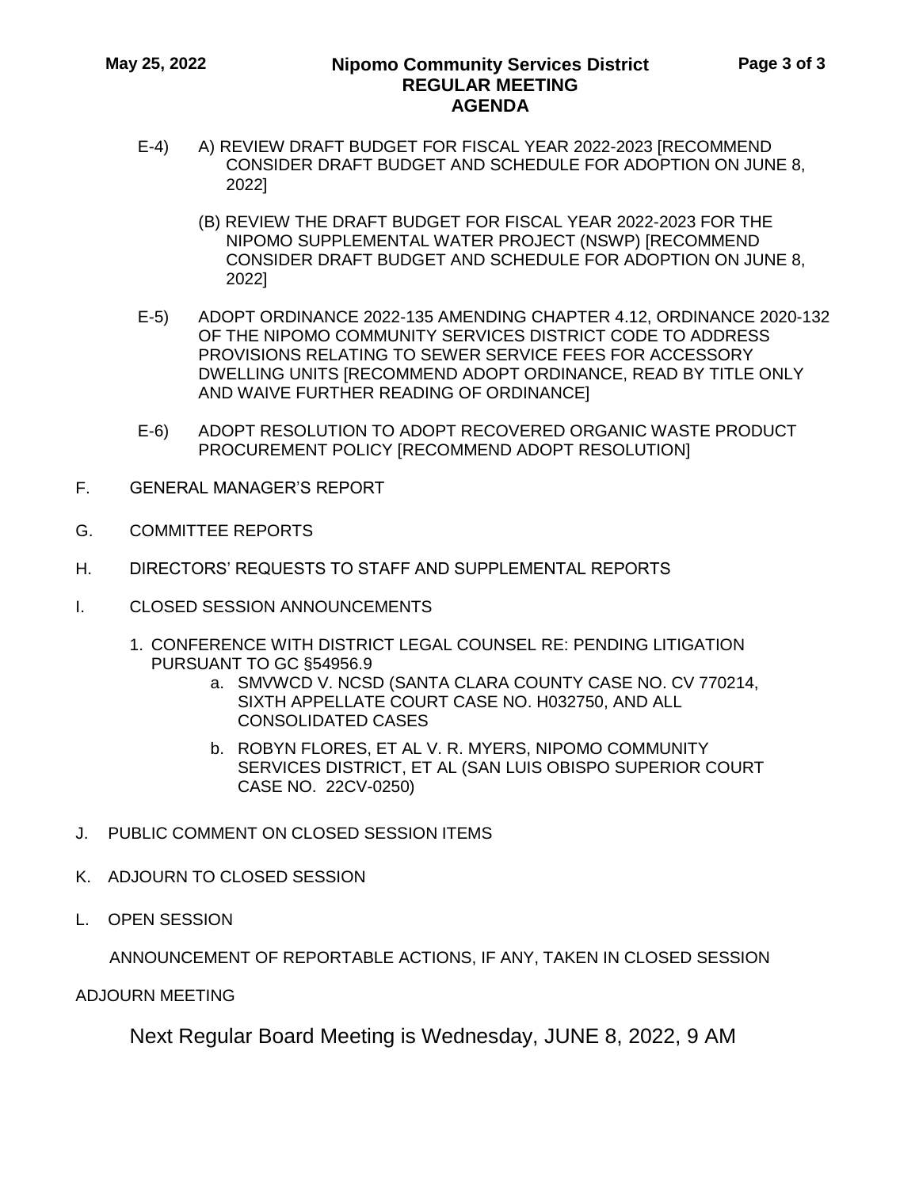E-4) A) REVIEW DRAFT BUDGET FOR FISCAL YEAR 2022-2023 [RECOMMEND CONSIDER DRAFT BUDGET AND SCHEDULE FOR ADOPTION ON JUNE 8, 2022]

(B) REVIEW THE DRAFT BUDGET FOR FISCAL YEAR 2022-2023 FOR THE NIPOMO SUPPLEMENTAL WATER PROJECT (NSWP) [RECOMMEND CONSIDER DRAFT BUDGET AND SCHEDULE FOR ADOPTION ON JUNE 8, 2022]

E-5) ADOPT ORDINANCE 2022-135 AMENDING CHAPTER 4.12, ORDINANCE 2020-132 OF THE NIPOMO COMMUNITY SERVICES DISTRICT CODE TO ADDRESS PROVISIONS RELATING TO SEWER SERVICE FEES FOR ACCESSORY DWELLING UNITS [RECOMMEND ADOPT ORDINANCE, READ BY TITLE ONLY AND WAIVE FURTHER READING OF ORDINANCE]

E-6) ADOPT RESOLUTION TO ADOPT RECOVERED ORGANIC WASTE PRODUCT PROCUREMENT POLICY [RECOMMEND ADOPT RESOLUTION]

F. GENERAL MANAGER'S REPORT

G. COMMITTEE REPORTS

H. DIRECTORS' REQUESTS TO STAFF AND SUPPLEMENTAL REPORTS

I. CLOSED SESSION ANNOUNCEMENTS

1. CONFERENCE WITH DISTRICT LEGAL COUNSEL RE: PENDING LITIGATION PURSUANT TO GC §54956.9
   a. SMVWCD V. NCSD (SANTA CLARA COUNTY CASE NO. CV 770214, SIXTH APPELLATE COURT CASE NO. H032750, AND ALL CONSOLIDATED CASES
   b. ROBYN FLORES, ET AL V. R. MYERS, NIPOMO COMMUNITY SERVICES DISTRICT, ET AL (SAN LUIS OBISPO SUPERIOR COURT CASE NO. 22CV-0250)

J. PUBLIC COMMENT ON CLOSED SESSION ITEMS

K. ADJOURN TO CLOSED SESSION

L. OPEN SESSION

ANNOUNCEMENT OF REPORTABLE ACTIONS, IF ANY, TAKEN IN CLOSED SESSION

ADJOURN MEETING

Next Regular Board Meeting is Wednesday, JUNE 8, 2022, 9 AM